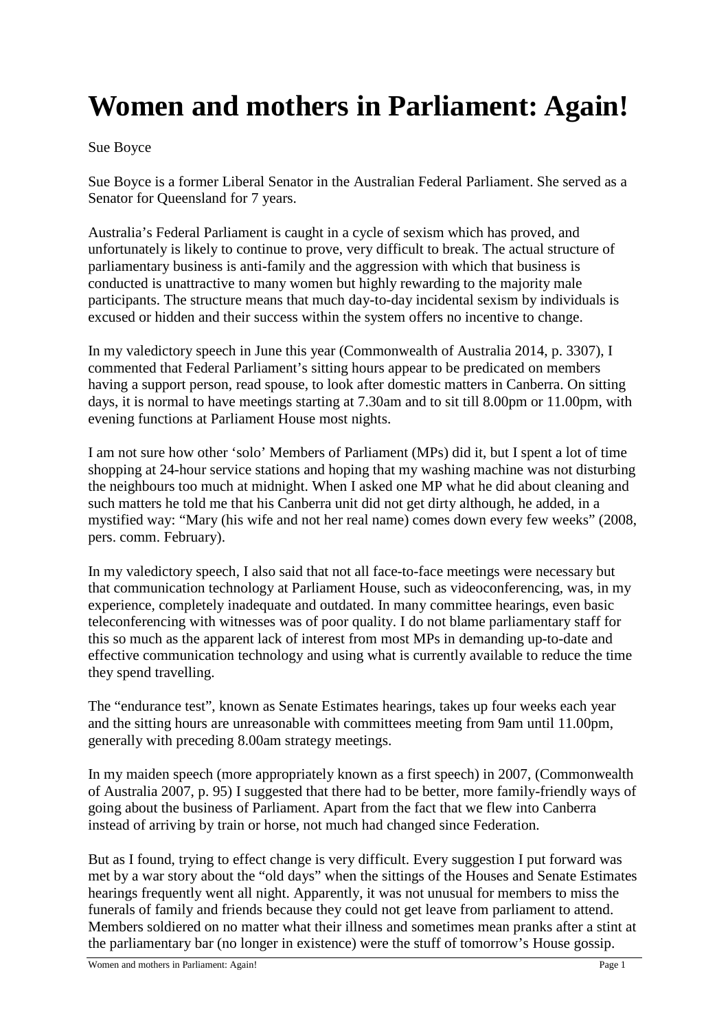# Women and mothers in Parliament: Again!

Sue Boyce

Sue Boyce is a former Liberal Senator in the Australian Federal Parliament. She served as a Senator for Queensland for 7 years.

Australia's Federal Parliament is caught in a cycle of sexism which has proved, and unfortunately is likely to continue to prove, very difficult to break. The actual structure of parliamentary business is anti-family and the aggression with which that business is conducted is unattractive to many women but highly rewarding to the majority male participants. The structure means that much day-to-day incidental sexism by individuals is excused or hidden and their success within the system offers no incentive to change.

In my valedictory speech in June this year (Commonwealth of Australia 2014, p. 3307), I commented that Federal Parliament's sitting hours appear to be predicated on members having a support person, read spouse, to look after domestic matters in Canberra. On sitting days, it is normal to have meetings starting at 7.30am and to sit till 8.00pm or 11.00pm, with evening functions at Parliament House most nights.

I am not sure how other 'solo' Members of Parliament (MPs) did it, but I spent a lot of time shopping at 24-hour service stations and hoping that my washing machine was not disturbing the neighbours too much at midnight. When I asked one MP what he did about cleaning and such matters he told me that his Canberra unit did not get dirty although, he added, in a mystified way: "Mary (his wife and not her real name) comes down every few weeks" (2008, pers. comm. February).

In my valedictory speech, I also said that not all face-to-face meetings were necessary but that communication technology at Parliament House, such as videoconferencing, was, in my experience, completely inadequate and outdated. In many committee hearings, even basic teleconferencing with witnesses was of poor quality. I do not blame parliamentary staff for this so much as the apparent lack of interest from most MPs in demanding up-to-date and effective communication technology and using what is currently available to reduce the time they spend travelling.

The "endurance test", known as Senate Estimates hearings, takes up four weeks each year and the sitting hours are unreasonable with committees meeting from 9am until 11.00pm, generally with preceding 8.00am strategy meetings.

In my maiden speech (more appropriately known as a first speech) in 2007, (Commonwealth of Australia 2007, p. 95) I suggested that there had to be better, more family-friendly ways of going about the business of Parliament. Apart from the fact that we flew into Canberra instead of arriving by train or horse, not much had changed since Federation.

But as I found, trying to effect change is very difficult. Every suggestion I put forward was met by a war story about the "old days" when the sittings of the Houses and Senate Estimates hearings frequently went all night. Apparently, it was not unusual for members to miss the funerals of family and friends because they could not get leave from parliament to attend. Members soldiered on no matter what their illness and sometimes mean pranks after a stint at the parliamentary bar (no longer in existence) were the stuff of tomorrow's House gossip.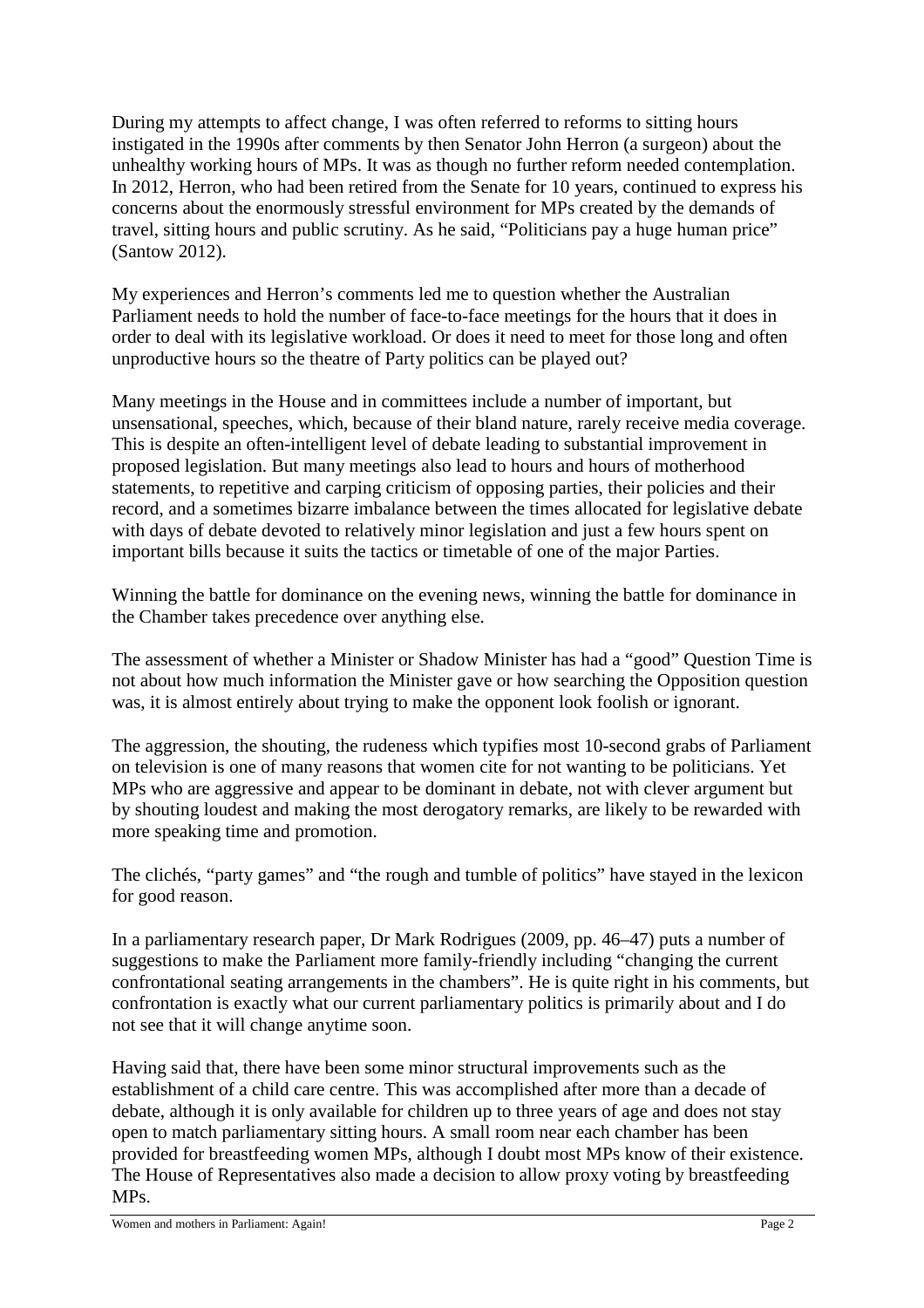During my attempts to affect change, I was often referred to reforms to sitting hours instigated in the 1990s after comments by then Senator John Herron (a surgeon) about the unhealthy working hours of MPs. It was as though no further reform needed contemplation. In 2012, Herron, who had been retired from the Senate for 10 years, continued to express his concerns about the enormously stressful environment for MPs created by the demands of travel, sitting hours and public scrutiny. As he said, "Politicians pay a huge human price" (Santow 2012).

My experiences and Herron's comments led me to question whether the Australian Parliament needs to hold the number of face-to-face meetings for the hours that it does in order to deal with its legislative workload. Or does it need to meet for those long and often unproductive hours so the theatre of Party politics can be played out?

Many meetings in the House and in committees include a number of important, but unsensational, speeches, which, because of their bland nature, rarely receive media coverage. This is despite an often-intelligent level of debate leading to substantial improvement in proposed legislation. But many meetings also lead to hours and hours of motherhood statements, to repetitive and carping criticism of opposing parties, their policies and their record, and a sometimes bizarre imbalance between the times allocated for legislative debate with days of debate devoted to relatively minor legislation and just a few hours spent on important bills because it suits the tactics or timetable of one of the major Parties.

Winning the battle for dominance on the evening news, winning the battle for dominance in the Chamber takes precedence over anything else.

The assessment of whether a Minister or Shadow Minister has had a "good" Question Time is not about how much information the Minister gave or how searching the Opposition question was, it is almost entirely about trying to make the opponent look foolish or ignorant.

The aggression, the shouting, the rudeness which typifies most 10-second grabs of Parliament on television is one of many reasons that women cite for not wanting to be politicians. Yet MPs who are aggressive and appear to be dominant in debate, not with clever argument but by shouting loudest and making the most derogatory remarks, are likely to be rewarded with more speaking time and promotion.

The clichés, "party games" and "the rough and tumble of politics" have stayed in the lexicon for good reason.

In a parliamentary research paper, Dr Mark Rodrigues (2009, pp. 46–47) puts a number of suggestions to make the Parliament more family-friendly including "changing the current confrontational seating arrangements in the chambers". He is quite right in his comments, but confrontation is exactly what our current parliamentary politics is primarily about and I do not see that it will change anytime soon.

Having said that, there have been some minor structural improvements such as the establishment of a child care centre. This was accomplished after more than a decade of debate, although it is only available for children up to three years of age and does not stay open to match parliamentary sitting hours. A small room near each chamber has been provided for breastfeeding women MPs, although I doubt most MPs know of their existence. The House of Representatives also made a decision to allow proxy voting by breastfeeding MPs.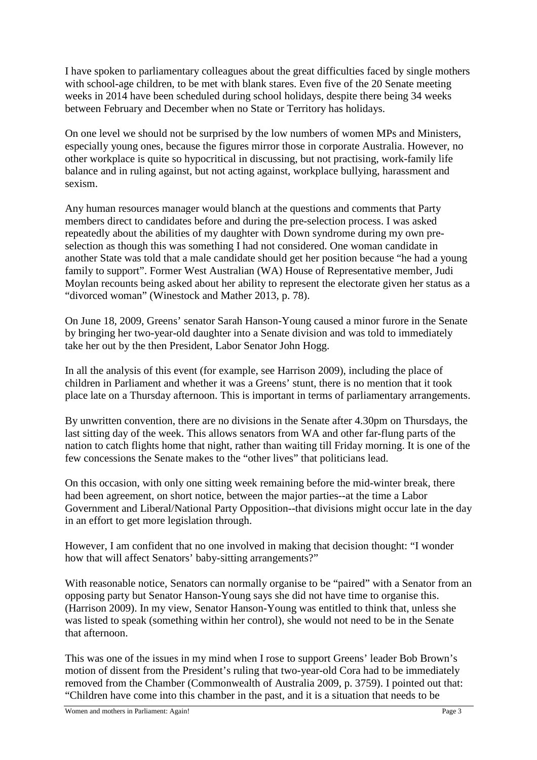I have spoken to parliamentary colleagues about the great difficulties faced by single mothers with school-age children, to be met with blank stares. Even five of the 20 Senate meeting weeks in 2014 have been scheduled during school holidays, despite there being 34 weeks between February and December when no State or Territory has holidays.

On one level we should not be surprised by the low numbers of women MPs and Ministers, especially young ones, because the figures mirror those in corporate Australia. However, no other workplace is quite so hypocritical in discussing, but not practising, work-family life balance and in ruling against, but not acting against, workplace bullying, harassment and sexism.

Any human resources manager would blanch at the questions and comments that Party members direct to candidates before and during the pre-selection process. I was asked repeatedly about the abilities of my daughter with Down syndrome during my own pre-selection as though this was something I had not considered. One woman candidate in another State was told that a male candidate should get her position because "he had a young family to support". Former West Australian (WA) House of Representative member, Judi Moylan recounts being asked about her ability to represent the electorate given her status as a "divorced woman" (Winestock and Mather 2013, p. 78).

On June 18, 2009, Greens' senator Sarah Hanson-Young caused a minor furore in the Senate by bringing her two-year-old daughter into a Senate division and was told to immediately take her out by the then President, Labor Senator John Hogg.

In all the analysis of this event (for example, see Harrison 2009), including the place of children in Parliament and whether it was a Greens' stunt, there is no mention that it took place late on a Thursday afternoon. This is important in terms of parliamentary arrangements.

By unwritten convention, there are no divisions in the Senate after 4.30pm on Thursdays, the last sitting day of the week. This allows senators from WA and other far-flung parts of the nation to catch flights home that night, rather than waiting till Friday morning. It is one of the few concessions the Senate makes to the "other lives" that politicians lead.

On this occasion, with only one sitting week remaining before the mid-winter break, there had been agreement, on short notice, between the major parties--at the time a Labor Government and Liberal/National Party Opposition--that divisions might occur late in the day in an effort to get more legislation through.

However, I am confident that no one involved in making that decision thought: "I wonder how that will affect Senators' baby-sitting arrangements?"

With reasonable notice, Senators can normally organise to be "paired" with a Senator from an opposing party but Senator Hanson-Young says she did not have time to organise this. (Harrison 2009). In my view, Senator Hanson-Young was entitled to think that, unless she was listed to speak (something within her control), she would not need to be in the Senate that afternoon.

This was one of the issues in my mind when I rose to support Greens' leader Bob Brown's motion of dissent from the President's ruling that two-year-old Cora had to be immediately removed from the Chamber (Commonwealth of Australia 2009, p. 3759). I pointed out that: "Children have come into this chamber in the past, and it is a situation that needs to be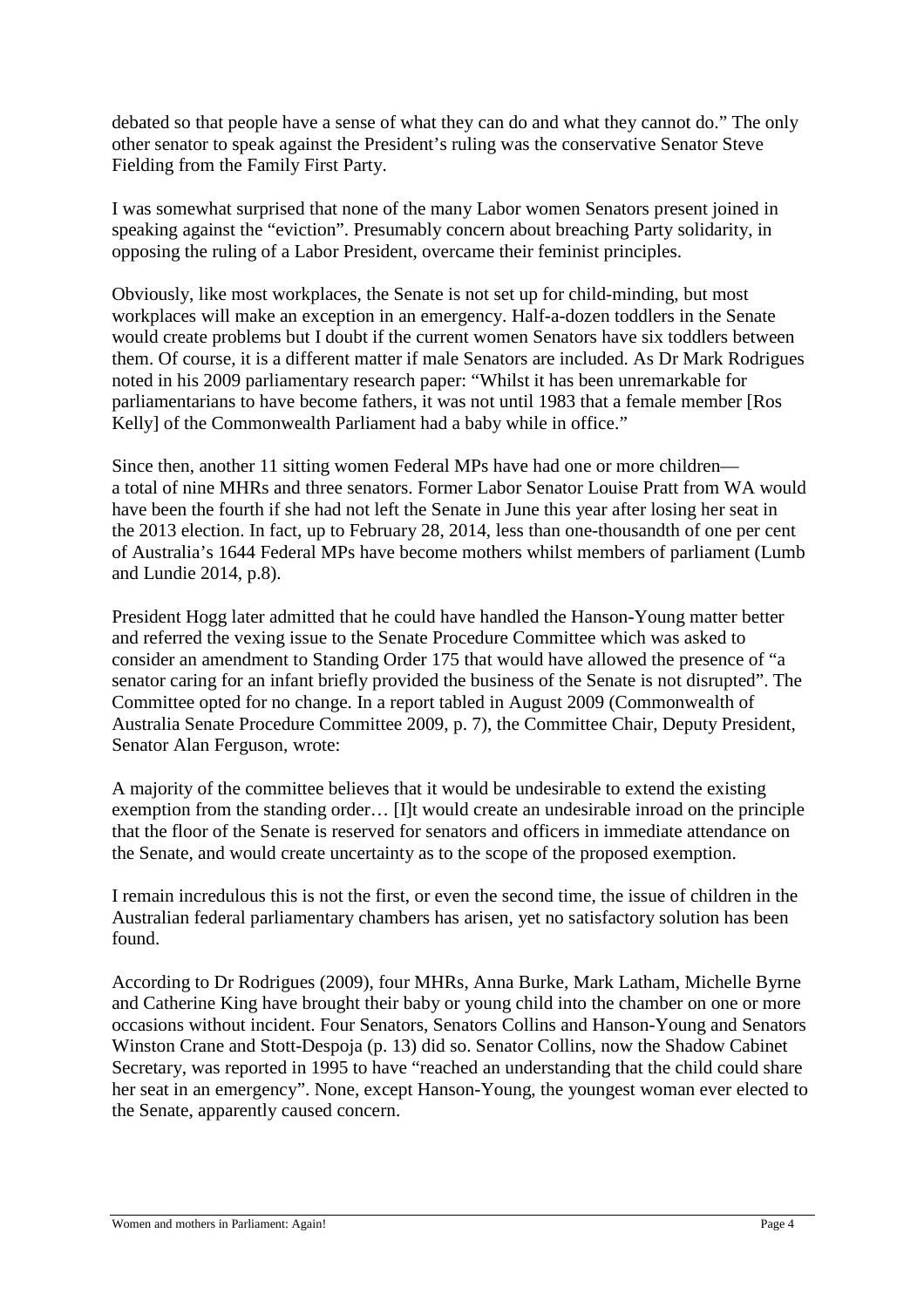debated so that people have a sense of what they can do and what they cannot do." The only other senator to speak against the President's ruling was the conservative Senator Steve Fielding from the Family First Party.

I was somewhat surprised that none of the many Labor women Senators present joined in speaking against the "eviction". Presumably concern about breaching Party solidarity, in opposing the ruling of a Labor President, overcame their feminist principles.

Obviously, like most workplaces, the Senate is not set up for child-minding, but most workplaces will make an exception in an emergency. Half-a-dozen toddlers in the Senate would create problems but I doubt if the current women Senators have six toddlers between them. Of course, it is a different matter if male Senators are included. As Dr Mark Rodrigues noted in his 2009 parliamentary research paper: "Whilst it has been unremarkable for parliamentarians to have become fathers, it was not until 1983 that a female member [Ros Kelly] of the Commonwealth Parliament had a baby while in office."

Since then, another 11 sitting women Federal MPs have had one or more children—a total of nine MHRs and three senators. Former Labor Senator Louise Pratt from WA would have been the fourth if she had not left the Senate in June this year after losing her seat in the 2013 election. In fact, up to February 28, 2014, less than one-thousandth of one per cent of Australia's 1644 Federal MPs have become mothers whilst members of parliament (Lumb and Lundie 2014, p.8).

President Hogg later admitted that he could have handled the Hanson-Young matter better and referred the vexing issue to the Senate Procedure Committee which was asked to consider an amendment to Standing Order 175 that would have allowed the presence of "a senator caring for an infant briefly provided the business of the Senate is not disrupted". The Committee opted for no change. In a report tabled in August 2009 (Commonwealth of Australia Senate Procedure Committee 2009, p. 7), the Committee Chair, Deputy President, Senator Alan Ferguson, wrote:

> A majority of the committee believes that it would be undesirable to extend the existing exemption from the standing order… [I]t would create an undesirable inroad on the principle that the floor of the Senate is reserved for senators and officers in immediate attendance on the Senate, and would create uncertainty as to the scope of the proposed exemption.

I remain incredulous this is not the first, or even the second time, the issue of children in the Australian federal parliamentary chambers has arisen, yet no satisfactory solution has been found.

According to Dr Rodrigues (2009), four MHRs, Anna Burke, Mark Latham, Michelle Byrne and Catherine King have brought their baby or young child into the chamber on one or more occasions without incident. Four Senators, Senators Collins and Hanson-Young and Senators Winston Crane and Stott-Despoja (p. 13) did so. Senator Collins, now the Shadow Cabinet Secretary, was reported in 1995 to have "reached an understanding that the child could share her seat in an emergency". None, except Hanson-Young, the youngest woman ever elected to the Senate, apparently caused concern.